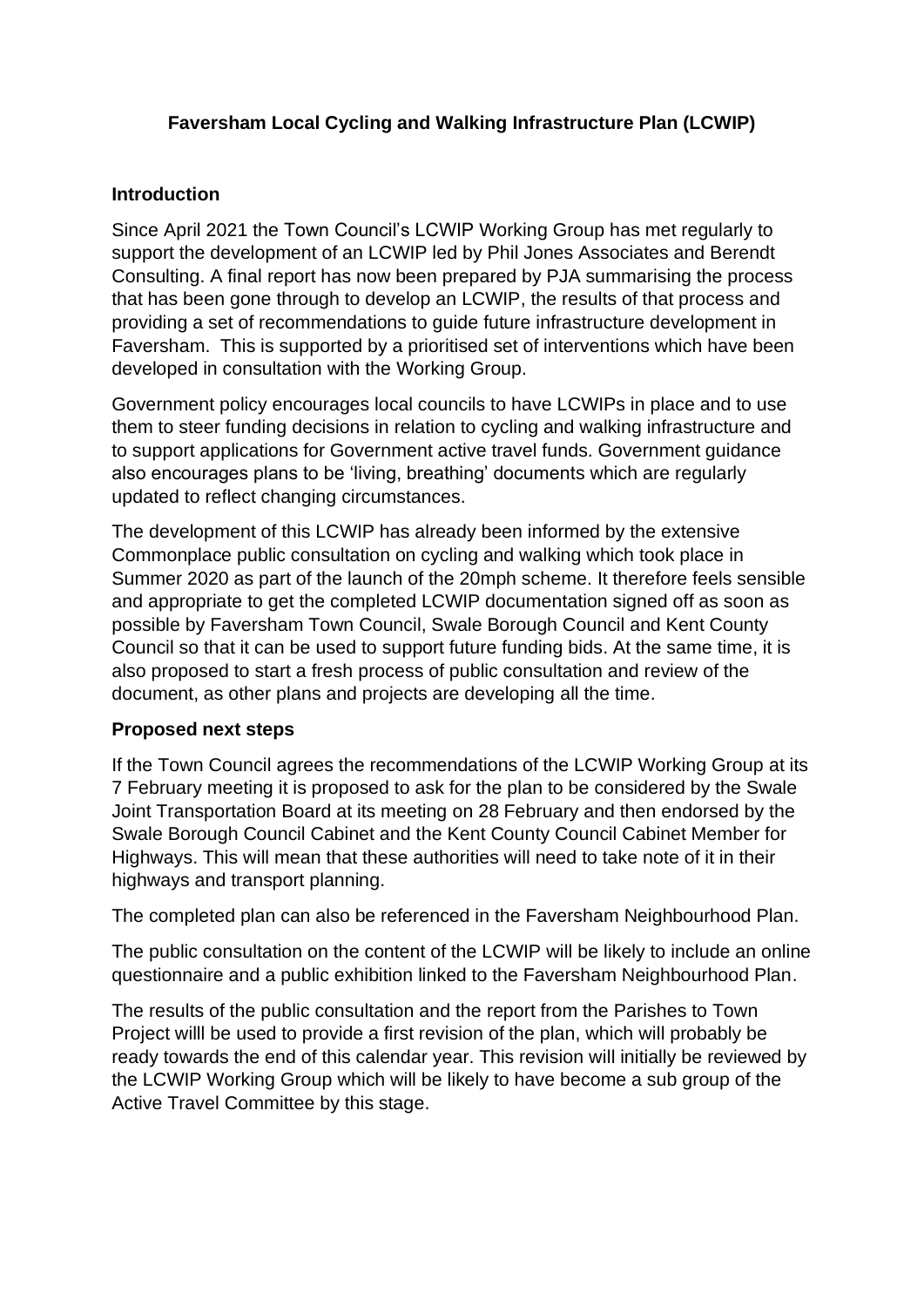# Faversham Local Cycling and Walking Infrastructure Plan (LCWIP)

## Introduction

Since April 2021 the Town Council's LCWIP Working Group has met regularly to support the development of an LCWIP led by Phil Jones Associates and Berendt Consulting. A final report has now been prepared by PJA summarising the process that has been gone through to develop an LCWIP, the results of that process and providing a set of recommendations to guide future infrastructure development in Faversham. This is supported by a prioritised set of interventions which have been developed in consultation with the Working Group.

Government policy encourages local councils to have LCWIPs in place and to use them to steer funding decisions in relation to cycling and walking infrastructure and to support applications for Government active travel funds. Government guidance also encourages plans to be 'living, breathing' documents which are regularly updated to reflect changing circumstances.

The development of this LCWIP has already been informed by the extensive Commonplace public consultation on cycling and walking which took place in Summer 2020 as part of the launch of the 20mph scheme. It therefore feels sensible and appropriate to get the completed LCWIP documentation signed off as soon as possible by Faversham Town Council, Swale Borough Council and Kent County Council so that it can be used to support future funding bids. At the same time, it is also proposed to start a fresh process of public consultation and review of the document, as other plans and projects are developing all the time.

## Proposed next steps

If the Town Council agrees the recommendations of the LCWIP Working Group at its 7 February meeting it is proposed to ask for the plan to be considered by the Swale Joint Transportation Board at its meeting on 28 February and then endorsed by the Swale Borough Council Cabinet and the Kent County Council Cabinet Member for Highways. This will mean that these authorities will need to take note of it in their highways and transport planning.

The completed plan can also be referenced in the Faversham Neighbourhood Plan.

The public consultation on the content of the LCWIP will be likely to include an online questionnaire and a public exhibition linked to the Faversham Neighbourhood Plan.

The results of the public consultation and the report from the Parishes to Town Project willl be used to provide a first revision of the plan, which will probably be ready towards the end of this calendar year. This revision will initially be reviewed by the LCWIP Working Group which will be likely to have become a sub group of the Active Travel Committee by this stage.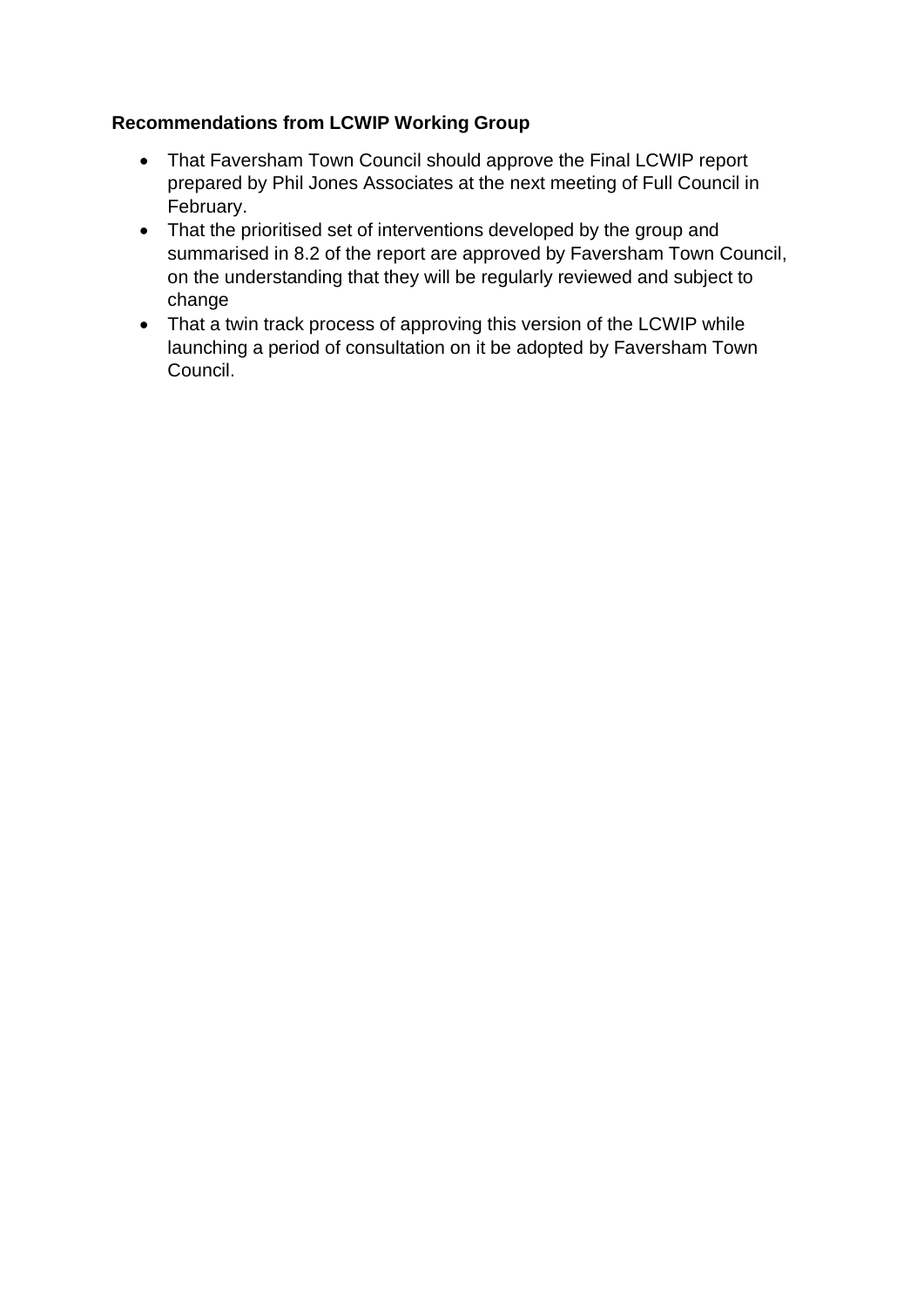**Recommendations from LCWIP Working Group**

- That Faversham Town Council should approve the Final LCWIP report prepared by Phil Jones Associates at the next meeting of Full Council in February.
- That the prioritised set of interventions developed by the group and summarised in 8.2 of the report are approved by Faversham Town Council, on the understanding that they will be regularly reviewed and subject to change
- That a twin track process of approving this version of the LCWIP while launching a period of consultation on it be adopted by Faversham Town Council.